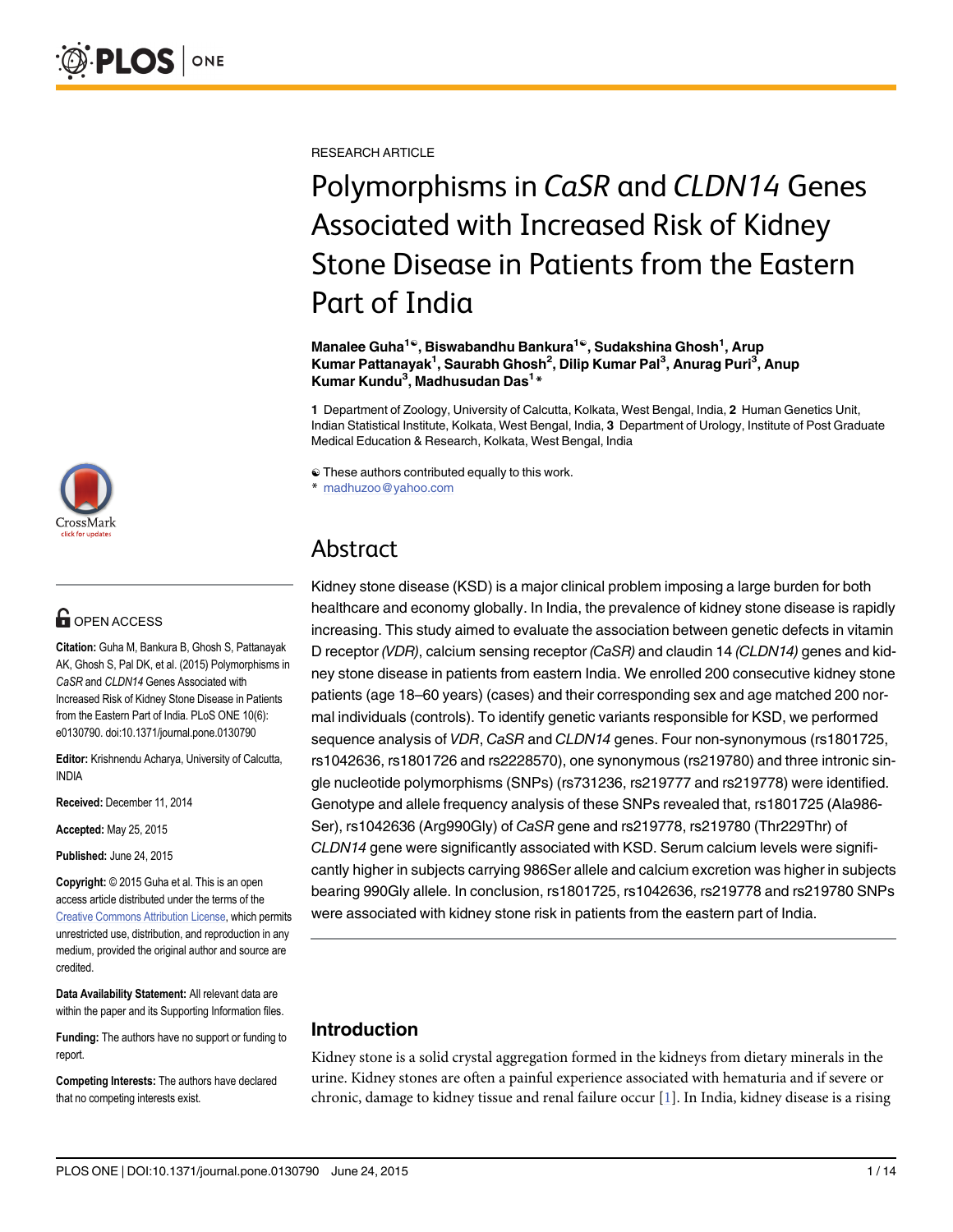RESEARCH ARTICLE

# Polymorphisms in *CaSR* and *CLDN14* Genes Associated with Increased Risk of Kidney Stone Disease in Patients from the Eastern Part of India

**Manalee Guha[1☯], Biswabandhu Bankura[1☯], Sudakshina Ghosh[1], Arup Kumar Pattanayak[1], Saurabh Ghosh[2], Dilip Kumar Pal[3], Anurag Puri[3], Anup Kumar Kundu[3], Madhusudan Das[1]\***

**1** Department of Zoology, University of Calcutta, Kolkata, West Bengal, India, **2** Human Genetics Unit, Indian Statistical Institute, Kolkata, West Bengal, India, **3** Department of Urology, Institute of Post Graduate Medical Education & Research, Kolkata, West Bengal, India

☯ These authors contributed equally to this work.
\* madhuzoo@yahoo.com

OPEN ACCESS

**Citation:** Guha M, Bankura B, Ghosh S, Pattanayak AK, Ghosh S, Pal DK, et al. (2015) Polymorphisms in *CaSR* and *CLDN14* Genes Associated with Increased Risk of Kidney Stone Disease in Patients from the Eastern Part of India. PLoS ONE 10(6): e0130790. doi:10.1371/journal.pone.0130790

**Editor:** Krishnendu Acharya, University of Calcutta, INDIA

**Received:** December 11, 2014

**Accepted:** May 25, 2015

**Published:** June 24, 2015

**Copyright:** © 2015 Guha et al. This is an open access article distributed under the terms of the Creative Commons Attribution License, which permits unrestricted use, distribution, and reproduction in any medium, provided the original author and source are credited.

**Data Availability Statement:** All relevant data are within the paper and its Supporting Information files.

**Funding:** The authors have no support or funding to report.

**Competing Interests:** The authors have declared that no competing interests exist.

## Abstract

Kidney stone disease (KSD) is a major clinical problem imposing a large burden for both healthcare and economy globally. In India, the prevalence of kidney stone disease is rapidly increasing. This study aimed to evaluate the association between genetic defects in vitamin D receptor *(VDR)*, calcium sensing receptor *(CaSR)* and claudin 14 *(CLDN14)* genes and kidney stone disease in patients from eastern India. We enrolled 200 consecutive kidney stone patients (age 18–60 years) (cases) and their corresponding sex and age matched 200 normal individuals (controls). To identify genetic variants responsible for KSD, we performed sequence analysis of *VDR*, *CaSR* and *CLDN14* genes. Four non-synonymous (rs1801725, rs1042636, rs1801726 and rs2228570), one synonymous (rs219780) and three intronic single nucleotide polymorphisms (SNPs) (rs731236, rs219777 and rs219778) were identified. Genotype and allele frequency analysis of these SNPs revealed that, rs1801725 (Ala986-Ser), rs1042636 (Arg990Gly) of *CaSR* gene and rs219778, rs219780 (Thr229Thr) of *CLDN14* gene were significantly associated with KSD. Serum calcium levels were significantly higher in subjects carrying 986Ser allele and calcium excretion was higher in subjects bearing 990Gly allele. In conclusion, rs1801725, rs1042636, rs219778 and rs219780 SNPs were associated with kidney stone risk in patients from the eastern part of India.

## Introduction

Kidney stone is a solid crystal aggregation formed in the kidneys from dietary minerals in the urine. Kidney stones are often a painful experience associated with hematuria and if severe or chronic, damage to kidney tissue and renal failure occur [1]. In India, kidney disease is a rising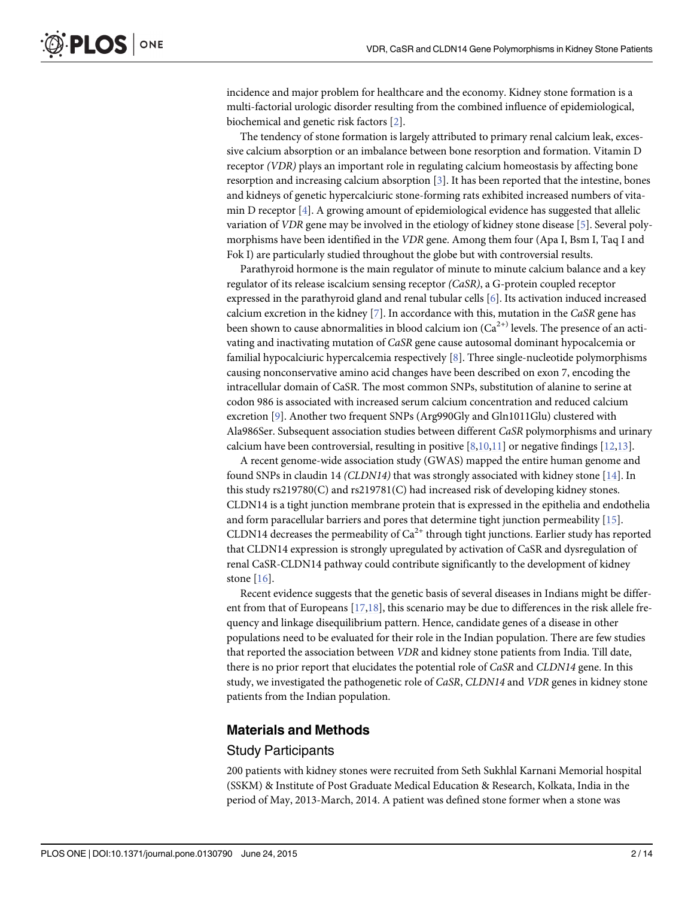incidence and major problem for healthcare and the economy. Kidney stone formation is a multi-factorial urologic disorder resulting from the combined influence of epidemiological, biochemical and genetic risk factors [2].

The tendency of stone formation is largely attributed to primary renal calcium leak, excessive calcium absorption or an imbalance between bone resorption and formation. Vitamin D receptor *(VDR)* plays an important role in regulating calcium homeostasis by affecting bone resorption and increasing calcium absorption [3]. It has been reported that the intestine, bones and kidneys of genetic hypercalciuric stone-forming rats exhibited increased numbers of vitamin D receptor [4]. A growing amount of epidemiological evidence has suggested that allelic variation of *VDR* gene may be involved in the etiology of kidney stone disease [5]. Several polymorphisms have been identified in the *VDR* gene. Among them four (Apa I, Bsm I, Taq I and Fok I) are particularly studied throughout the globe but with controversial results.

Parathyroid hormone is the main regulator of minute to minute calcium balance and a key regulator of its release iscalcium sensing receptor *(CaSR)*, a G-protein coupled receptor expressed in the parathyroid gland and renal tubular cells [6]. Its activation induced increased calcium excretion in the kidney [7]. In accordance with this, mutation in the *CaSR* gene has been shown to cause abnormalities in blood calcium ion ($Ca^{2+)}$ levels. The presence of an activating and inactivating mutation of *CaSR* gene cause autosomal dominant hypocalcemia or familial hypocalciuric hypercalcemia respectively [8]. Three single-nucleotide polymorphisms causing nonconservative amino acid changes have been described on exon 7, encoding the intracellular domain of CaSR. The most common SNPs, substitution of alanine to serine at codon 986 is associated with increased serum calcium concentration and reduced calcium excretion [9]. Another two frequent SNPs (Arg990Gly and Gln1011Glu) clustered with Ala986Ser. Subsequent association studies between different *CaSR* polymorphisms and urinary calcium have been controversial, resulting in positive [8,10,11] or negative findings [12,13].

A recent genome-wide association study (GWAS) mapped the entire human genome and found SNPs in claudin 14 *(CLDN14)* that was strongly associated with kidney stone [14]. In this study rs219780(C) and rs219781(C) had increased risk of developing kidney stones. CLDN14 is a tight junction membrane protein that is expressed in the epithelia and endothelia and form paracellular barriers and pores that determine tight junction permeability [15]. CLDN14 decreases the permeability of $Ca^{2+}$ through tight junctions. Earlier study has reported that CLDN14 expression is strongly upregulated by activation of CaSR and dysregulation of renal CaSR-CLDN14 pathway could contribute significantly to the development of kidney stone [16].

Recent evidence suggests that the genetic basis of several diseases in Indians might be different from that of Europeans [17,18], this scenario may be due to differences in the risk allele frequency and linkage disequilibrium pattern. Hence, candidate genes of a disease in other populations need to be evaluated for their role in the Indian population. There are few studies that reported the association between *VDR* and kidney stone patients from India. Till date, there is no prior report that elucidates the potential role of *CaSR* and *CLDN14* gene. In this study, we investigated the pathogenetic role of *CaSR*, *CLDN14* and *VDR* genes in kidney stone patients from the Indian population.

## Materials and Methods

### Study Participants

200 patients with kidney stones were recruited from Seth Sukhlal Karnani Memorial hospital (SSKM) & Institute of Post Graduate Medical Education & Research, Kolkata, India in the period of May, 2013-March, 2014. A patient was defined stone former when a stone was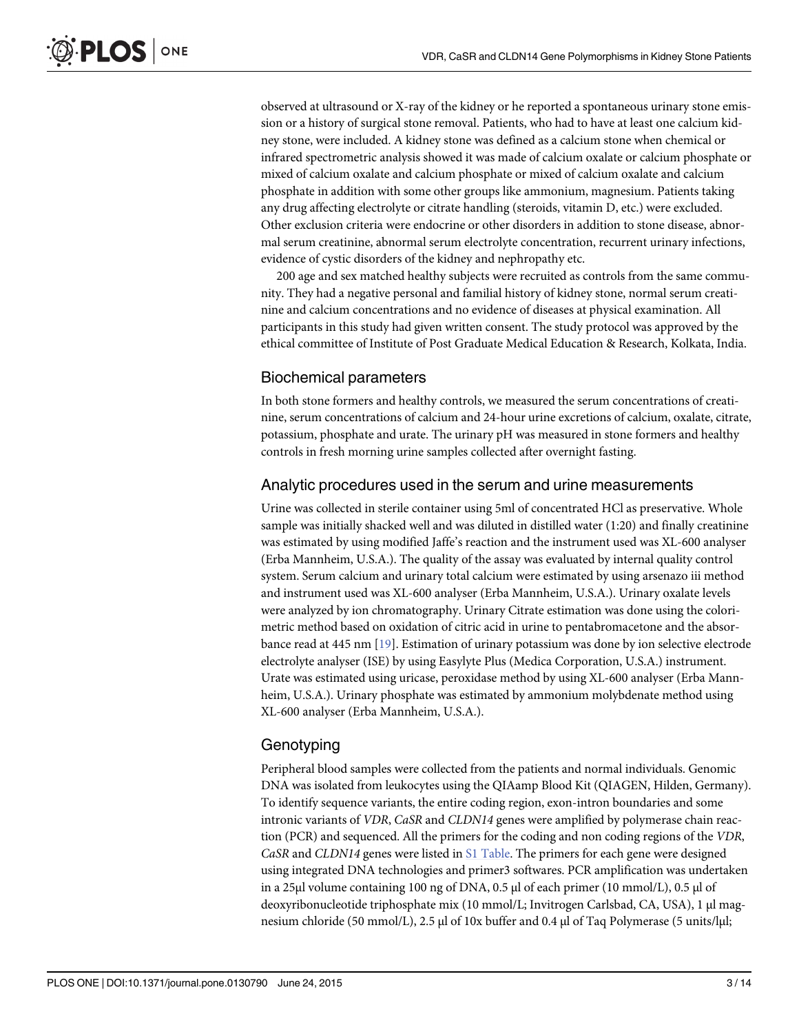observed at ultrasound or X-ray of the kidney or he reported a spontaneous urinary stone emission or a history of surgical stone removal. Patients, who had to have at least one calcium kidney stone, were included. A kidney stone was defined as a calcium stone when chemical or infrared spectrometric analysis showed it was made of calcium oxalate or calcium phosphate or mixed of calcium oxalate and calcium phosphate or mixed of calcium oxalate and calcium phosphate in addition with some other groups like ammonium, magnesium. Patients taking any drug affecting electrolyte or citrate handling (steroids, vitamin D, etc.) were excluded. Other exclusion criteria were endocrine or other disorders in addition to stone disease, abnormal serum creatinine, abnormal serum electrolyte concentration, recurrent urinary infections, evidence of cystic disorders of the kidney and nephropathy etc.

200 age and sex matched healthy subjects were recruited as controls from the same community. They had a negative personal and familial history of kidney stone, normal serum creatinine and calcium concentrations and no evidence of diseases at physical examination. All participants in this study had given written consent. The study protocol was approved by the ethical committee of Institute of Post Graduate Medical Education & Research, Kolkata, India.

## Biochemical parameters

In both stone formers and healthy controls, we measured the serum concentrations of creatinine, serum concentrations of calcium and 24-hour urine excretions of calcium, oxalate, citrate, potassium, phosphate and urate. The urinary pH was measured in stone formers and healthy controls in fresh morning urine samples collected after overnight fasting.

## Analytic procedures used in the serum and urine measurements

Urine was collected in sterile container using 5ml of concentrated HCl as preservative. Whole sample was initially shacked well and was diluted in distilled water (1:20) and finally creatinine was estimated by using modified Jaffe's reaction and the instrument used was XL-600 analyser (Erba Mannheim, U.S.A.). The quality of the assay was evaluated by internal quality control system. Serum calcium and urinary total calcium were estimated by using arsenazo iii method and instrument used was XL-600 analyser (Erba Mannheim, U.S.A.). Urinary oxalate levels were analyzed by ion chromatography. Urinary Citrate estimation was done using the colorimetric method based on oxidation of citric acid in urine to pentabromacetone and the absorbance read at 445 nm [19]. Estimation of urinary potassium was done by ion selective electrode electrolyte analyser (ISE) by using Easylyte Plus (Medica Corporation, U.S.A.) instrument. Urate was estimated using uricase, peroxidase method by using XL-600 analyser (Erba Mannheim, U.S.A.). Urinary phosphate was estimated by ammonium molybdenate method using XL-600 analyser (Erba Mannheim, U.S.A.).

## Genotyping

Peripheral blood samples were collected from the patients and normal individuals. Genomic DNA was isolated from leukocytes using the QIAamp Blood Kit (QIAGEN, Hilden, Germany). To identify sequence variants, the entire coding region, exon-intron boundaries and some intronic variants of *VDR*, *CaSR* and *CLDN14* genes were amplified by polymerase chain reaction (PCR) and sequenced. All the primers for the coding and non coding regions of the *VDR*, *CaSR* and *CLDN14* genes were listed in S1 Table. The primers for each gene were designed using integrated DNA technologies and primer3 softwares. PCR amplification was undertaken in a 25μl volume containing 100 ng of DNA, 0.5 μl of each primer (10 mmol/L), 0.5 μl of deoxyribonucleotide triphosphate mix (10 mmol/L; Invitrogen Carlsbad, CA, USA), 1 μl magnesium chloride (50 mmol/L), 2.5 μl of 10x buffer and 0.4 μl of Taq Polymerase (5 units/lμl;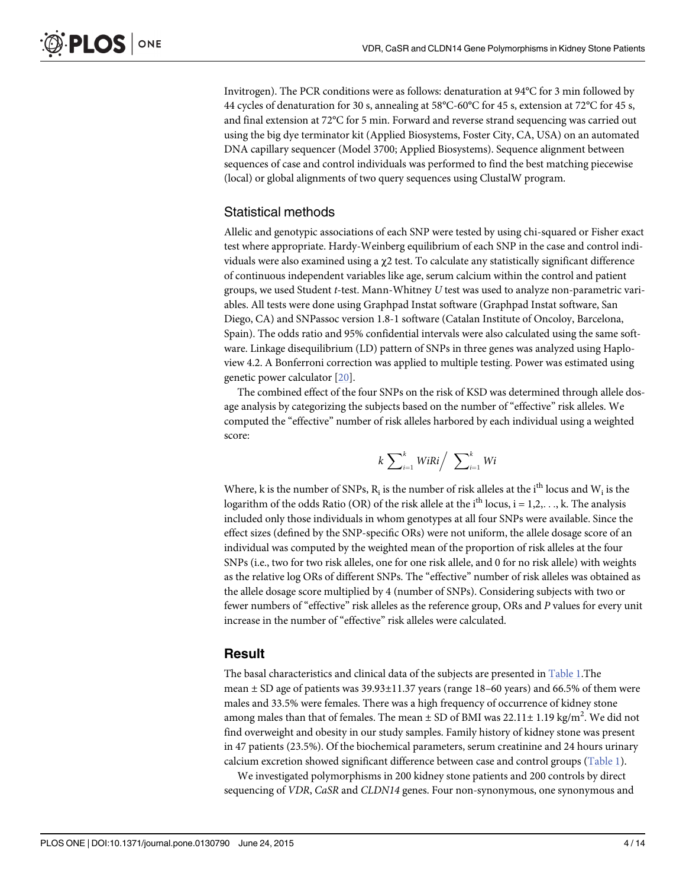Invitrogen). The PCR conditions were as follows: denaturation at 94°C for 3 min followed by 44 cycles of denaturation for 30 s, annealing at 58°C-60°C for 45 s, extension at 72°C for 45 s, and final extension at 72°C for 5 min. Forward and reverse strand sequencing was carried out using the big dye terminator kit (Applied Biosystems, Foster City, CA, USA) on an automated DNA capillary sequencer (Model 3700; Applied Biosystems). Sequence alignment between sequences of case and control individuals was performed to find the best matching piecewise (local) or global alignments of two query sequences using ClustalW program.

## Statistical methods

Allelic and genotypic associations of each SNP were tested by using chi-squared or Fisher exact test where appropriate. Hardy-Weinberg equilibrium of each SNP in the case and control individuals were also examined using a $\chi 2$ test. To calculate any statistically significant difference of continuous independent variables like age, serum calcium within the control and patient groups, we used Student *t*-test. Mann-Whitney *U* test was used to analyze non-parametric variables. All tests were done using Graphpad Instat software (Graphpad Instat software, San Diego, CA) and SNPassoc version 1.8-1 software (Catalan Institute of Oncoloy, Barcelona, Spain). The odds ratio and 95% confidential intervals were also calculated using the same software. Linkage disequilibrium (LD) pattern of SNPs in three genes was analyzed using Haploview 4.2. A Bonferroni correction was applied to multiple testing. Power was estimated using genetic power calculator [20].

The combined effect of the four SNPs on the risk of KSD was determined through allele dosage analysis by categorizing the subjects based on the number of "effective" risk alleles. We computed the "effective" number of risk alleles harbored by each individual using a weighted score:

$$k \sum_{i=1}^{k} WiRi \Big/ \sum_{i=1}^{k} Wi$$

Where, k is the number of SNPs, $R_i$ is the number of risk alleles at the $i^{th}$ locus and $W_i$ is the logarithm of the odds Ratio (OR) of the risk allele at the $i^{th}$ locus, $i = 1,2,\ldots, k$. The analysis included only those individuals in whom genotypes at all four SNPs were available. Since the effect sizes (defined by the SNP-specific ORs) were not uniform, the allele dosage score of an individual was computed by the weighted mean of the proportion of risk alleles at the four SNPs (i.e., two for two risk alleles, one for one risk allele, and 0 for no risk allele) with weights as the relative log ORs of different SNPs. The "effective" number of risk alleles was obtained as the allele dosage score multiplied by 4 (number of SNPs). Considering subjects with two or fewer numbers of "effective" risk alleles as the reference group, ORs and *P* values for every unit increase in the number of "effective" risk alleles were calculated.

## Result

The basal characteristics and clinical data of the subjects are presented in Table 1.The mean ± SD age of patients was 39.93±11.37 years (range 18–60 years) and 66.5% of them were males and 33.5% were females. There was a high frequency of occurrence of kidney stone among males than that of females. The mean ± SD of BMI was 22.11± 1.19 kg/m$^2$. We did not find overweight and obesity in our study samples. Family history of kidney stone was present in 47 patients (23.5%). Of the biochemical parameters, serum creatinine and 24 hours urinary calcium excretion showed significant difference between case and control groups (Table 1).

We investigated polymorphisms in 200 kidney stone patients and 200 controls by direct sequencing of *VDR*, *CaSR* and *CLDN14* genes. Four non-synonymous, one synonymous and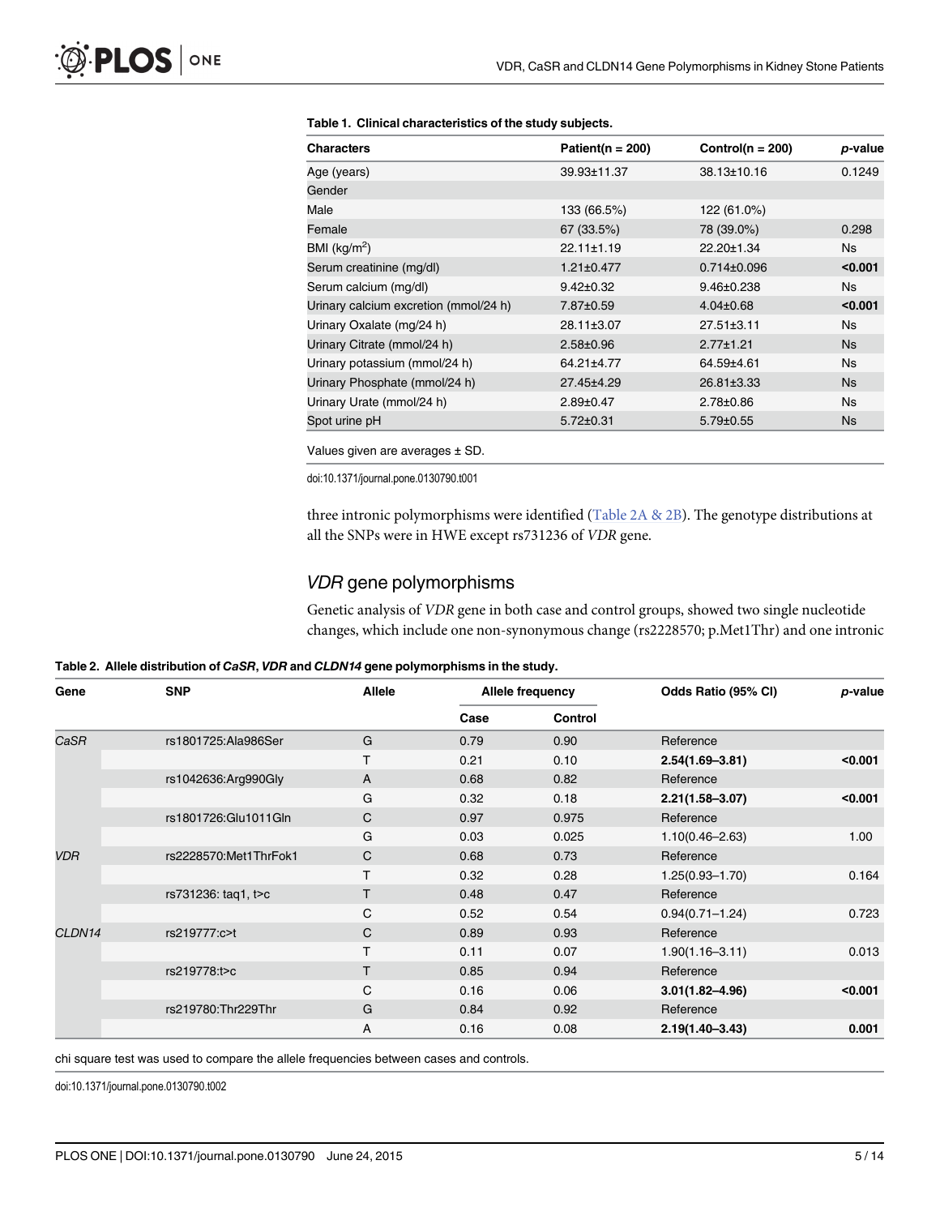**Table 1. Clinical characteristics of the study subjects.**

| Characters | Patient(n = 200) | Control(n = 200) | *p*-value |
|---|---|---|---|
| Age (years) | 39.93±11.37 | 38.13±10.16 | 0.1249 |
| Gender | | | |
| Male | 133 (66.5%) | 122 (61.0%) | |
| Female | 67 (33.5%) | 78 (39.0%) | 0.298 |
| BMI (kg/m$^2$) | 22.11±1.19 | 22.20±1.34 | Ns |
| Serum creatinine (mg/dl) | 1.21±0.477 | 0.714±0.096 | **<0.001** |
| Serum calcium (mg/dl) | 9.42±0.32 | 9.46±0.238 | Ns |
| Urinary calcium excretion (mmol/24 h) | 7.87±0.59 | 4.04±0.68 | **<0.001** |
| Urinary Oxalate (mg/24 h) | 28.11±3.07 | 27.51±3.11 | Ns |
| Urinary Citrate (mmol/24 h) | 2.58±0.96 | 2.77±1.21 | Ns |
| Urinary potassium (mmol/24 h) | 64.21±4.77 | 64.59±4.61 | Ns |
| Urinary Phosphate (mmol/24 h) | 27.45±4.29 | 26.81±3.33 | Ns |
| Urinary Urate (mmol/24 h) | 2.89±0.47 | 2.78±0.86 | Ns |
| Spot urine pH | 5.72±0.31 | 5.79±0.55 | Ns |

Values given are averages ± SD.

doi:10.1371/journal.pone.0130790.t001

three intronic polymorphisms were identified (Table 2A & 2B). The genotype distributions at all the SNPs were in HWE except rs731236 of *VDR* gene.

## *VDR* gene polymorphisms

Genetic analysis of *VDR* gene in both case and control groups, showed two single nucleotide changes, which include one non-synonymous change (rs2228570; p.Met1Thr) and one intronic

**Table 2. Allele distribution of *CaSR*, *VDR* and *CLDN14* gene polymorphisms in the study.**

| Gene | SNP | Allele | Allele frequency | | Odds Ratio (95% CI) | *p*-value |
|---|---|---|---|---|---|---|
| | | | Case | Control | | |
| *CaSR* | rs1801725:Ala986Ser | G | 0.79 | 0.90 | Reference | |
| | | T | 0.21 | 0.10 | **2.54(1.69–3.81)** | **<0.001** |
| | rs1042636:Arg990Gly | A | 0.68 | 0.82 | Reference | |
| | | G | 0.32 | 0.18 | **2.21(1.58–3.07)** | **<0.001** |
| | rs1801726:Glu1011Gln | C | 0.97 | 0.975 | Reference | |
| | | G | 0.03 | 0.025 | 1.10(0.46–2.63) | 1.00 |
| *VDR* | rs2228570:Met1ThrFok1 | C | 0.68 | 0.73 | Reference | |
| | | T | 0.32 | 0.28 | 1.25(0.93–1.70) | 0.164 |
| | rs731236: taq1, t>c | T | 0.48 | 0.47 | Reference | |
| | | C | 0.52 | 0.54 | 0.94(0.71–1.24) | 0.723 |
| *CLDN14* | rs219777:c>t | C | 0.89 | 0.93 | Reference | |
| | | T | 0.11 | 0.07 | 1.90(1.16–3.11) | 0.013 |
| | rs219778:t>c | T | 0.85 | 0.94 | Reference | |
| | | C | 0.16 | 0.06 | **3.01(1.82–4.96)** | **<0.001** |
| | rs219780:Thr229Thr | G | 0.84 | 0.92 | Reference | |
| | | A | 0.16 | 0.08 | **2.19(1.40–3.43)** | **0.001** |

chi square test was used to compare the allele frequencies between cases and controls.

doi:10.1371/journal.pone.0130790.t002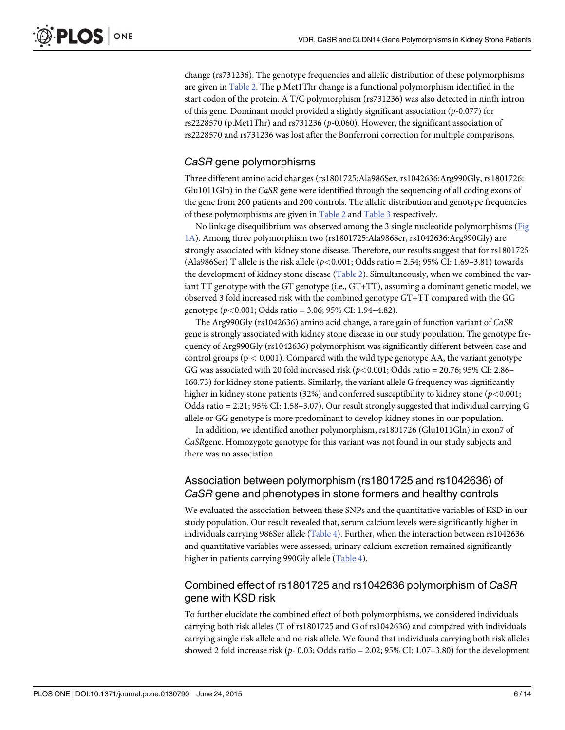change (rs731236). The genotype frequencies and allelic distribution of these polymorphisms are given in Table 2. The p.Met1Thr change is a functional polymorphism identified in the start codon of the protein. A T/C polymorphism (rs731236) was also detected in ninth intron of this gene. Dominant model provided a slightly significant association (*p*-0.077) for rs2228570 (p.Met1Thr) and rs731236 (*p*-0.060). However, the significant association of rs2228570 and rs731236 was lost after the Bonferroni correction for multiple comparisons.

## *CaSR* gene polymorphisms

Three different amino acid changes (rs1801725:Ala986Ser, rs1042636:Arg990Gly, rs1801726: Glu1011Gln) in the *CaSR* gene were identified through the sequencing of all coding exons of the gene from 200 patients and 200 controls. The allelic distribution and genotype frequencies of these polymorphisms are given in Table 2 and Table 3 respectively.

No linkage disequilibrium was observed among the 3 single nucleotide polymorphisms (Fig 1A). Among three polymorphism two (rs1801725:Ala986Ser, rs1042636:Arg990Gly) are strongly associated with kidney stone disease. Therefore, our results suggest that for rs1801725 (Ala986Ser) T allele is the risk allele ($p<0.001$; Odds ratio = 2.54; 95% CI: 1.69–3.81) towards the development of kidney stone disease (Table 2). Simultaneously, when we combined the variant TT genotype with the GT genotype (i.e., GT+TT), assuming a dominant genetic model, we observed 3 fold increased risk with the combined genotype GT+TT compared with the GG genotype ($p<0.001$; Odds ratio = 3.06; 95% CI: 1.94–4.82).

The Arg990Gly (rs1042636) amino acid change, a rare gain of function variant of *CaSR* gene is strongly associated with kidney stone disease in our study population. The genotype frequency of Arg990Gly (rs1042636) polymorphism was significantly different between case and control groups ($p < 0.001$). Compared with the wild type genotype AA, the variant genotype GG was associated with 20 fold increased risk ($p<0.001$; Odds ratio = 20.76; 95% CI: 2.86–160.73) for kidney stone patients. Similarly, the variant allele G frequency was significantly higher in kidney stone patients (32%) and conferred susceptibility to kidney stone ($p<0.001$; Odds ratio = 2.21; 95% CI: 1.58–3.07). Our result strongly suggested that individual carrying G allele or GG genotype is more predominant to develop kidney stones in our population.

In addition, we identified another polymorphism, rs1801726 (Glu1011Gln) in exon7 of *CaSR*gene. Homozygote genotype for this variant was not found in our study subjects and there was no association.

## Association between polymorphism (rs1801725 and rs1042636) of *CaSR* gene and phenotypes in stone formers and healthy controls

We evaluated the association between these SNPs and the quantitative variables of KSD in our study population. Our result revealed that, serum calcium levels were significantly higher in individuals carrying 986Ser allele (Table 4). Further, when the interaction between rs1042636 and quantitative variables were assessed, urinary calcium excretion remained significantly higher in patients carrying 990Gly allele (Table 4).

## Combined effect of rs1801725 and rs1042636 polymorphism of *CaSR* gene with KSD risk

To further elucidate the combined effect of both polymorphisms, we considered individuals carrying both risk alleles (T of rs1801725 and G of rs1042636) and compared with individuals carrying single risk allele and no risk allele. We found that individuals carrying both risk alleles showed 2 fold increase risk (*p*- 0.03; Odds ratio = 2.02; 95% CI: 1.07–3.80) for the development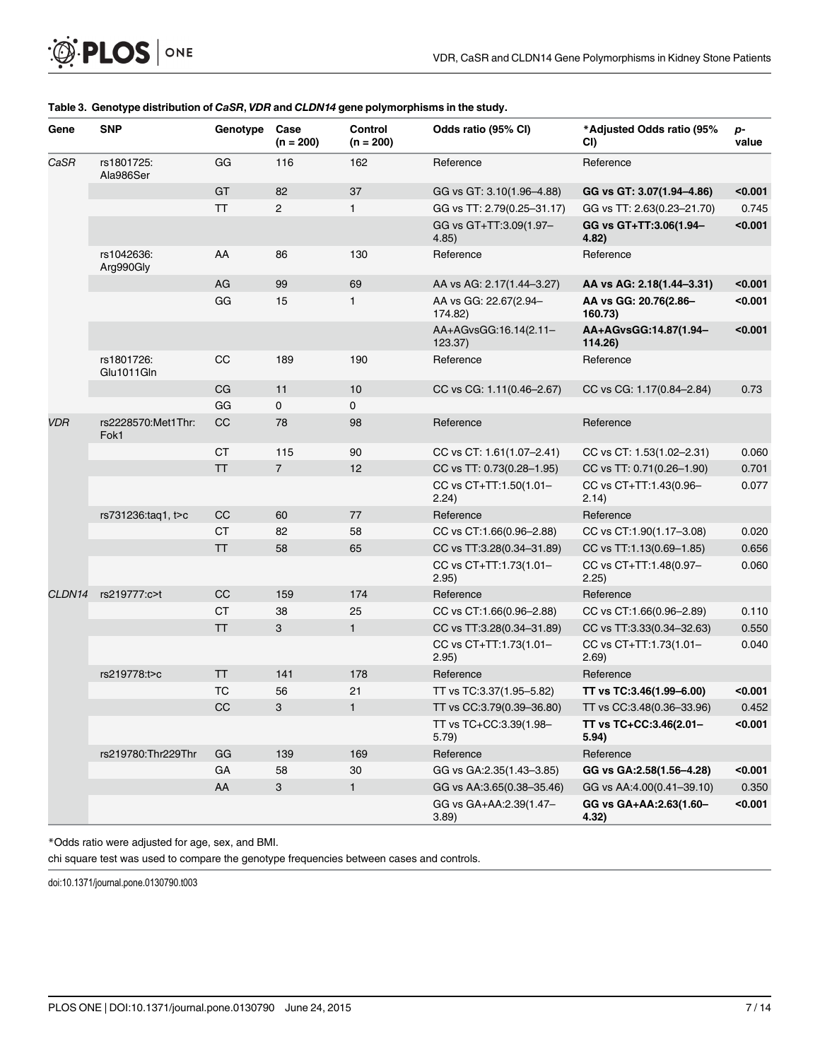**Table 3. Genotype distribution of *CaSR*, *VDR* and *CLDN14* gene polymorphisms in the study.**

| Gene | SNP | Genotype | Case (n = 200) | Control (n = 200) | Odds ratio (95% CI) | *Adjusted Odds ratio (95% CI) | p-value |
|---|---|---|---|---|---|---|---|
| *CaSR* | rs1801725: Ala986Ser | GG | 116 | 162 | Reference | Reference | |
| | | GT | 82 | 37 | GG vs GT: 3.10(1.96–4.88) | **GG vs GT: 3.07(1.94–4.86)** | **<0.001** |
| | | TT | 2 | 1 | GG vs TT: 2.79(0.25–31.17) | GG vs TT: 2.63(0.23–21.70) | 0.745 |
| | | | | | GG vs GT+TT:3.09(1.97–4.85) | **GG vs GT+TT:3.06(1.94–4.82)** | **<0.001** |
| | rs1042636: Arg990Gly | AA | 86 | 130 | Reference | Reference | |
| | | AG | 99 | 69 | AA vs AG: 2.17(1.44–3.27) | **AA vs AG: 2.18(1.44–3.31)** | **<0.001** |
| | | GG | 15 | 1 | AA vs GG: 22.67(2.94–174.82) | **AA vs GG: 20.76(2.86–160.73)** | **<0.001** |
| | | | | | AA+AGvsGG:16.14(2.11–123.37) | **AA+AGvsGG:14.87(1.94–114.26)** | **<0.001** |
| | rs1801726: Glu1011Gln | CC | 189 | 190 | Reference | Reference | |
| | | CG | 11 | 10 | CC vs CG: 1.11(0.46–2.67) | CC vs CG: 1.17(0.84–2.84) | 0.73 |
| | | GG | 0 | 0 | | | |
| *VDR* | rs2228570:Met1Thr: Fok1 | CC | 78 | 98 | Reference | Reference | |
| | | CT | 115 | 90 | CC vs CT: 1.61(1.07–2.41) | CC vs CT: 1.53(1.02–2.31) | 0.060 |
| | | TT | 7 | 12 | CC vs TT: 0.73(0.28–1.95) | CC vs TT: 0.71(0.26–1.90) | 0.701 |
| | | | | | CC vs CT+TT:1.50(1.01–2.24) | CC vs CT+TT:1.43(0.96–2.14) | 0.077 |
| | rs731236:taq1, t>c | CC | 60 | 77 | Reference | Reference | |
| | | CT | 82 | 58 | CC vs CT:1.66(0.96–2.88) | CC vs CT:1.90(1.17–3.08) | 0.020 |
| | | TT | 58 | 65 | CC vs TT:3.28(0.34–31.89) | CC vs TT:1.13(0.69–1.85) | 0.656 |
| | | | | | CC vs CT+TT:1.73(1.01–2.95) | CC vs CT+TT:1.48(0.97–2.25) | 0.060 |
| *CLDN14* | rs219777:c>t | CC | 159 | 174 | Reference | Reference | |
| | | CT | 38 | 25 | CC vs CT:1.66(0.96–2.88) | CC vs CT:1.66(0.96–2.89) | 0.110 |
| | | TT | 3 | 1 | CC vs TT:3.28(0.34–31.89) | CC vs TT:3.33(0.34–32.63) | 0.550 |
| | | | | | CC vs CT+TT:1.73(1.01–2.95) | CC vs CT+TT:1.73(1.01–2.69) | 0.040 |
| | rs219778:t>c | TT | 141 | 178 | Reference | Reference | |
| | | TC | 56 | 21 | TT vs TC:3.37(1.95–5.82) | **TT vs TC:3.46(1.99–6.00)** | **<0.001** |
| | | CC | 3 | 1 | TT vs CC:3.79(0.39–36.80) | TT vs CC:3.48(0.36–33.96) | 0.452 |
| | | | | | TT vs TC+CC:3.39(1.98–5.79) | **TT vs TC+CC:3.46(2.01–5.94)** | **<0.001** |
| | rs219780:Thr229Thr | GG | 139 | 169 | Reference | Reference | |
| | | GA | 58 | 30 | GG vs GA:2.35(1.43–3.85) | **GG vs GA:2.58(1.56–4.28)** | **<0.001** |
| | | AA | 3 | 1 | GG vs AA:3.65(0.38–35.46) | GG vs AA:4.00(0.41–39.10) | 0.350 |
| | | | | | GG vs GA+AA:2.39(1.47–3.89) | **GG vs GA+AA:2.63(1.60–4.32)** | **<0.001** |

*Odds ratio were adjusted for age, sex, and BMI.

chi square test was used to compare the genotype frequencies between cases and controls.

doi:10.1371/journal.pone.0130790.t003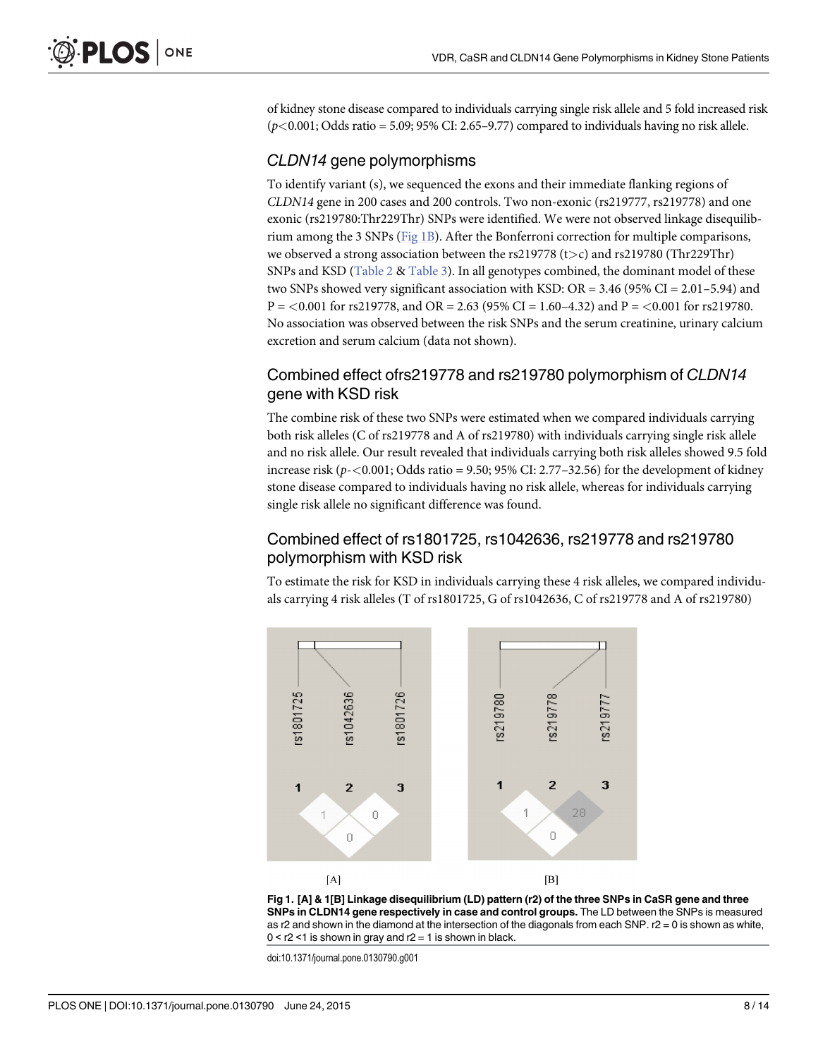of kidney stone disease compared to individuals carrying single risk allele and 5 fold increased risk ($p<0.001$; Odds ratio = 5.09; 95% CI: 2.65–9.77) compared to individuals having no risk allele.

## *CLDN14* gene polymorphisms

To identify variant (s), we sequenced the exons and their immediate flanking regions of *CLDN14* gene in 200 cases and 200 controls. Two non-exonic (rs219777, rs219778) and one exonic (rs219780:Thr229Thr) SNPs were identified. We were not observed linkage disequilibrium among the 3 SNPs (Fig 1B). After the Bonferroni correction for multiple comparisons, we observed a strong association between the rs219778 (t>c) and rs219780 (Thr229Thr) SNPs and KSD (Table 2 & Table 3). In all genotypes combined, the dominant model of these two SNPs showed very significant association with KSD: OR = 3.46 (95% CI = 2.01–5.94) and P = <0.001 for rs219778, and OR = 2.63 (95% CI = 1.60–4.32) and P = <0.001 for rs219780. No association was observed between the risk SNPs and the serum creatinine, urinary calcium excretion and serum calcium (data not shown).

## Combined effect ofrs219778 and rs219780 polymorphism of *CLDN14* gene with KSD risk

The combine risk of these two SNPs were estimated when we compared individuals carrying both risk alleles (C of rs219778 and A of rs219780) with individuals carrying single risk allele and no risk allele. Our result revealed that individuals carrying both risk alleles showed 9.5 fold increase risk ($p$-<0.001; Odds ratio = 9.50; 95% CI: 2.77–32.56) for the development of kidney stone disease compared to individuals having no risk allele, whereas for individuals carrying single risk allele no significant difference was found.

## Combined effect of rs1801725, rs1042636, rs219778 and rs219780 polymorphism with KSD risk

To estimate the risk for KSD in individuals carrying these 4 risk alleles, we compared individuals carrying 4 risk alleles (T of rs1801725, G of rs1042636, C of rs219778 and A of rs219780)

**Fig 1. [A] & 1[B] Linkage disequilibrium (LD) pattern (r2) of the three SNPs in CaSR gene and three SNPs in CLDN14 gene respectively in case and control groups.** The LD between the SNPs is measured as r2 and shown in the diamond at the intersection of the diagonals from each SNP. r2 = 0 is shown as white, 0 < r2 <1 is shown in gray and r2 = 1 is shown in black.

doi:10.1371/journal.pone.0130790.g001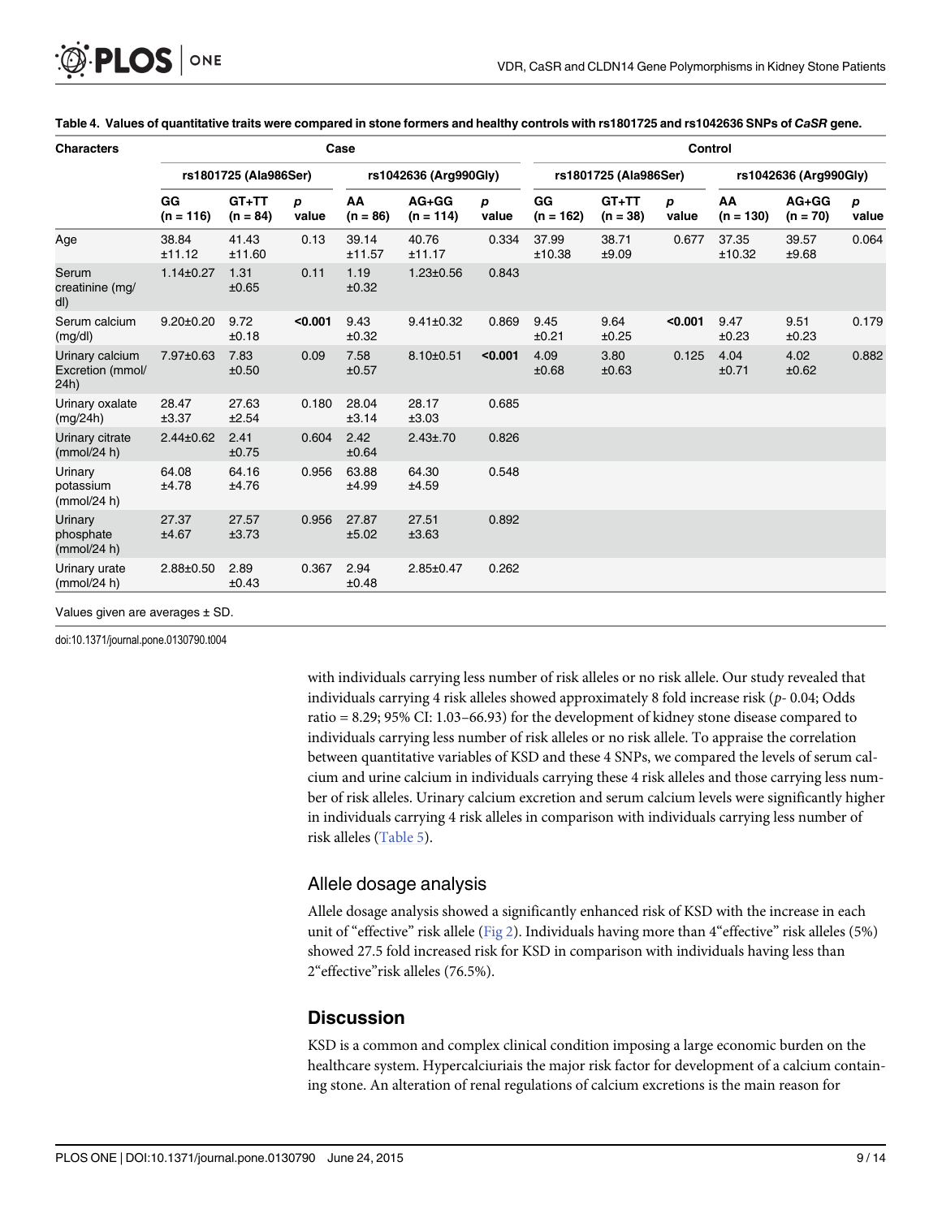**Table 4. Values of quantitative traits were compared in stone formers and healthy controls with rs1801725 and rs1042636 SNPs of *CaSR* gene.**

| Characters | Case | | | | | | Control | | | | | |
|---|---|---|---|---|---|---|---|---|---|---|---|---|
| | rs1801725 (Ala986Ser) | | | rs1042636 (Arg990Gly) | | | rs1801725 (Ala986Ser) | | | rs1042636 (Arg990Gly) | | |
| | GG (n = 116) | GT+TT (n = 84) | *p* value | AA (n = 86) | AG+GG (n = 114) | *p* value | GG (n = 162) | GT+TT (n = 38) | *p* value | AA (n = 130) | AG+GG (n = 70) | *p* value |
| Age | 38.84 ±11.12 | 41.43 ±11.60 | 0.13 | 39.14 ±11.57 | 40.76 ±11.17 | 0.334 | 37.99 ±10.38 | 38.71 ±9.09 | 0.677 | 37.35 ±10.32 | 39.57 ±9.68 | 0.064 |
| Serum creatinine (mg/dl) | 1.14±0.27 | 1.31 ±0.65 | 0.11 | 1.19 ±0.32 | 1.23±0.56 | 0.843 | | | | | | |
| Serum calcium (mg/dl) | 9.20±0.20 | 9.72 ±0.18 | **<0.001** | 9.43 ±0.32 | 9.41±0.32 | 0.869 | 9.45 ±0.21 | 9.64 ±0.25 | **<0.001** | 9.47 ±0.23 | 9.51 ±0.23 | 0.179 |
| Urinary calcium Excretion (mmol/24h) | 7.97±0.63 | 7.83 ±0.50 | 0.09 | 7.58 ±0.57 | 8.10±0.51 | **<0.001** | 4.09 ±0.68 | 3.80 ±0.63 | 0.125 | 4.04 ±0.71 | 4.02 ±0.62 | 0.882 |
| Urinary oxalate (mg/24h) | 28.47 ±3.37 | 27.63 ±2.54 | 0.180 | 28.04 ±3.14 | 28.17 ±3.03 | 0.685 | | | | | | |
| Urinary citrate (mmol/24 h) | 2.44±0.62 | 2.41 ±0.75 | 0.604 | 2.42 ±0.64 | 2.43±.70 | 0.826 | | | | | | |
| Urinary potassium (mmol/24 h) | 64.08 ±4.78 | 64.16 ±4.76 | 0.956 | 63.88 ±4.99 | 64.30 ±4.59 | 0.548 | | | | | | |
| Urinary phosphate (mmol/24 h) | 27.37 ±4.67 | 27.57 ±3.73 | 0.956 | 27.87 ±5.02 | 27.51 ±3.63 | 0.892 | | | | | | |
| Urinary urate (mmol/24 h) | 2.88±0.50 | 2.89 ±0.43 | 0.367 | 2.94 ±0.48 | 2.85±0.47 | 0.262 | | | | | | |

Values given are averages ± SD.

doi:10.1371/journal.pone.0130790.t004

with individuals carrying less number of risk alleles or no risk allele. Our study revealed that individuals carrying 4 risk alleles showed approximately 8 fold increase risk (*p*- 0.04; Odds ratio = 8.29; 95% CI: 1.03–66.93) for the development of kidney stone disease compared to individuals carrying less number of risk alleles or no risk allele. To appraise the correlation between quantitative variables of KSD and these 4 SNPs, we compared the levels of serum calcium and urine calcium in individuals carrying these 4 risk alleles and those carrying less number of risk alleles. Urinary calcium excretion and serum calcium levels were significantly higher in individuals carrying 4 risk alleles in comparison with individuals carrying less number of risk alleles (Table 5).

## Allele dosage analysis

Allele dosage analysis showed a significantly enhanced risk of KSD with the increase in each unit of "effective" risk allele (Fig 2). Individuals having more than 4"effective" risk alleles (5%) showed 27.5 fold increased risk for KSD in comparison with individuals having less than 2"effective"risk alleles (76.5%).

## Discussion

KSD is a common and complex clinical condition imposing a large economic burden on the healthcare system. Hypercalciuriais the major risk factor for development of a calcium containing stone. An alteration of renal regulations of calcium excretions is the main reason for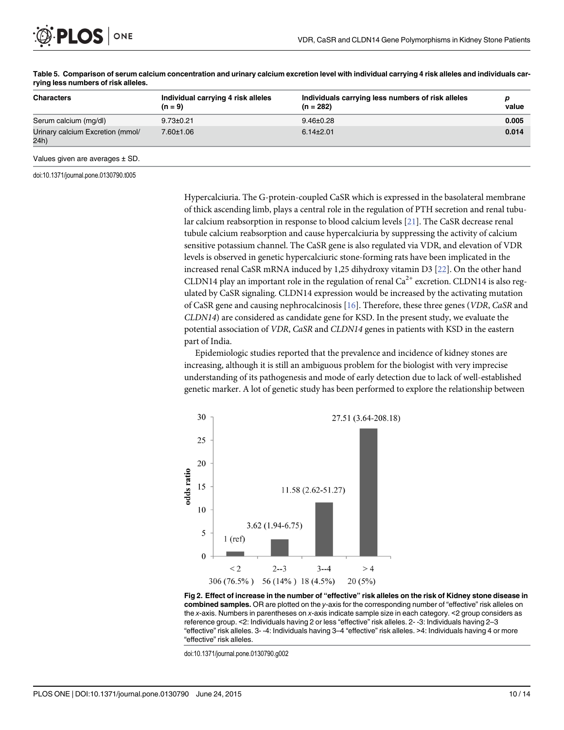**Table 5. Comparison of serum calcium concentration and urinary calcium excretion level with individual carrying 4 risk alleles and individuals carrying less numbers of risk alleles.**

| Characters | Individual carrying 4 risk alleles (n = 9) | Individuals carrying less numbers of risk alleles (n = 282) | *p* value |
|---|---|---|---|
| Serum calcium (mg/dl) | 9.73±0.21 | 9.46±0.28 | **0.005** |
| Urinary calcium Excretion (mmol/24h) | 7.60±1.06 | 6.14±2.01 | **0.014** |

Values given are averages ± SD.

doi:10.1371/journal.pone.0130790.t005

Hypercalciuria. The G-protein-coupled CaSR which is expressed in the basolateral membrane of thick ascending limb, plays a central role in the regulation of PTH secretion and renal tubular calcium reabsorption in response to blood calcium levels [21]. The CaSR decrease renal tubule calcium reabsorption and cause hypercalciuria by suppressing the activity of calcium sensitive potassium channel. The CaSR gene is also regulated via VDR, and elevation of VDR levels is observed in genetic hypercalciuric stone-forming rats have been implicated in the increased renal CaSR mRNA induced by 1,25 dihydroxy vitamin D3 [22]. On the other hand CLDN14 play an important role in the regulation of renal $Ca^{2+}$ excretion. CLDN14 is also regulated by CaSR signaling. CLDN14 expression would be increased by the activating mutation of CaSR gene and causing nephrocalcinosis [16]. Therefore, these three genes (*VDR*, *CaSR* and *CLDN14*) are considered as candidate gene for KSD. In the present study, we evaluate the potential association of *VDR*, *CaSR* and *CLDN14* genes in patients with KSD in the eastern part of India.

Epidemiologic studies reported that the prevalence and incidence of kidney stones are increasing, although it is still an ambiguous problem for the biologist with very imprecise understanding of its pathogenesis and mode of early detection due to lack of well-established genetic marker. A lot of genetic study has been performed to explore the relationship between

**Fig 2. Effect of increase in the number of "effective" risk alleles on the risk of Kidney stone disease in combined samples.** OR are plotted on the *y*-axis for the corresponding number of "effective" risk alleles on the *x*-axis. Numbers in parentheses on *x*-axis indicate sample size in each category. <2 group considers as reference group. <2: Individuals having 2 or less "effective" risk alleles. 2- -3: Individuals having 2–3 "effective" risk alleles. 3- -4: Individuals having 3–4 "effective" risk alleles. >4: Individuals having 4 or more "effective" risk alleles.

doi:10.1371/journal.pone.0130790.g002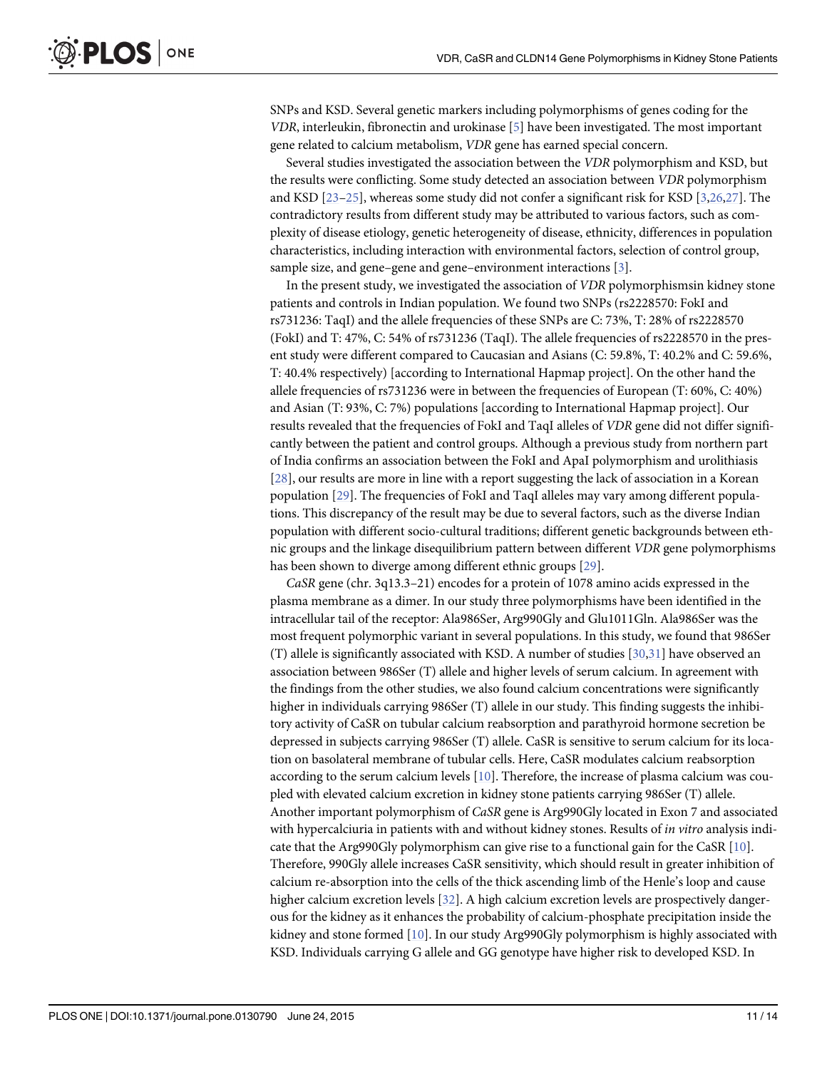SNPs and KSD. Several genetic markers including polymorphisms of genes coding for the *VDR*, interleukin, fibronectin and urokinase [5] have been investigated. The most important gene related to calcium metabolism, *VDR* gene has earned special concern.

Several studies investigated the association between the *VDR* polymorphism and KSD, but the results were conflicting. Some study detected an association between *VDR* polymorphism and KSD [23–25], whereas some study did not confer a significant risk for KSD [3,26,27]. The contradictory results from different study may be attributed to various factors, such as complexity of disease etiology, genetic heterogeneity of disease, ethnicity, differences in population characteristics, including interaction with environmental factors, selection of control group, sample size, and gene–gene and gene–environment interactions [3].

In the present study, we investigated the association of *VDR* polymorphismsin kidney stone patients and controls in Indian population. We found two SNPs (rs2228570: FokI and rs731236: TaqI) and the allele frequencies of these SNPs are C: 73%, T: 28% of rs2228570 (FokI) and T: 47%, C: 54% of rs731236 (TaqI). The allele frequencies of rs2228570 in the present study were different compared to Caucasian and Asians (C: 59.8%, T: 40.2% and C: 59.6%, T: 40.4% respectively) [according to International Hapmap project]. On the other hand the allele frequencies of rs731236 were in between the frequencies of European (T: 60%, C: 40%) and Asian (T: 93%, C: 7%) populations [according to International Hapmap project]. Our results revealed that the frequencies of FokI and TaqI alleles of *VDR* gene did not differ significantly between the patient and control groups. Although a previous study from northern part of India confirms an association between the FokI and ApaI polymorphism and urolithiasis [28], our results are more in line with a report suggesting the lack of association in a Korean population [29]. The frequencies of FokI and TaqI alleles may vary among different populations. This discrepancy of the result may be due to several factors, such as the diverse Indian population with different socio-cultural traditions; different genetic backgrounds between ethnic groups and the linkage disequilibrium pattern between different *VDR* gene polymorphisms has been shown to diverge among different ethnic groups [29].

*CaSR* gene (chr. 3q13.3–21) encodes for a protein of 1078 amino acids expressed in the plasma membrane as a dimer. In our study three polymorphisms have been identified in the intracellular tail of the receptor: Ala986Ser, Arg990Gly and Glu1011Gln. Ala986Ser was the most frequent polymorphic variant in several populations. In this study, we found that 986Ser (T) allele is significantly associated with KSD. A number of studies [30,31] have observed an association between 986Ser (T) allele and higher levels of serum calcium. In agreement with the findings from the other studies, we also found calcium concentrations were significantly higher in individuals carrying 986Ser (T) allele in our study. This finding suggests the inhibitory activity of CaSR on tubular calcium reabsorption and parathyroid hormone secretion be depressed in subjects carrying 986Ser (T) allele. CaSR is sensitive to serum calcium for its location on basolateral membrane of tubular cells. Here, CaSR modulates calcium reabsorption according to the serum calcium levels [10]. Therefore, the increase of plasma calcium was coupled with elevated calcium excretion in kidney stone patients carrying 986Ser (T) allele. Another important polymorphism of *CaSR* gene is Arg990Gly located in Exon 7 and associated with hypercalciuria in patients with and without kidney stones. Results of *in vitro* analysis indicate that the Arg990Gly polymorphism can give rise to a functional gain for the CaSR [10]. Therefore, 990Gly allele increases CaSR sensitivity, which should result in greater inhibition of calcium re-absorption into the cells of the thick ascending limb of the Henle's loop and cause higher calcium excretion levels [32]. A high calcium excretion levels are prospectively dangerous for the kidney as it enhances the probability of calcium-phosphate precipitation inside the kidney and stone formed [10]. In our study Arg990Gly polymorphism is highly associated with KSD. Individuals carrying G allele and GG genotype have higher risk to developed KSD. In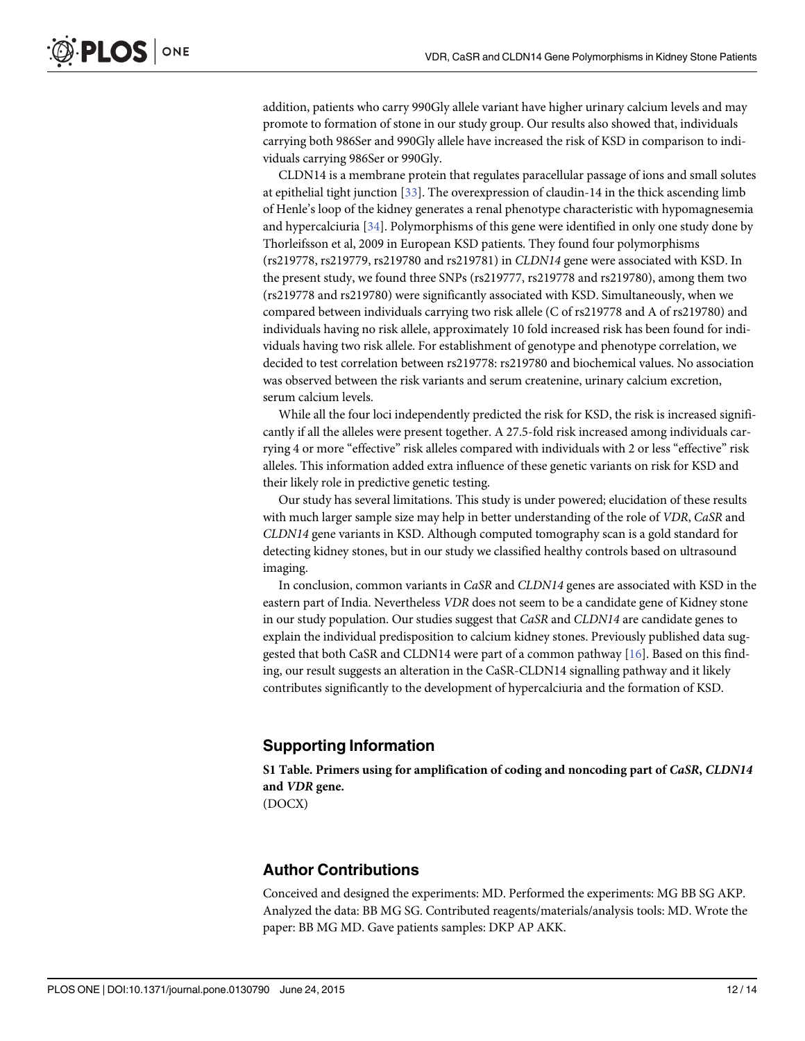addition, patients who carry 990Gly allele variant have higher urinary calcium levels and may promote to formation of stone in our study group. Our results also showed that, individuals carrying both 986Ser and 990Gly allele have increased the risk of KSD in comparison to individuals carrying 986Ser or 990Gly.

CLDN14 is a membrane protein that regulates paracellular passage of ions and small solutes at epithelial tight junction [33]. The overexpression of claudin-14 in the thick ascending limb of Henle's loop of the kidney generates a renal phenotype characteristic with hypomagnesemia and hypercalciuria [34]. Polymorphisms of this gene were identified in only one study done by Thorleifsson et al, 2009 in European KSD patients. They found four polymorphisms (rs219778, rs219779, rs219780 and rs219781) in *CLDN14* gene were associated with KSD. In the present study, we found three SNPs (rs219777, rs219778 and rs219780), among them two (rs219778 and rs219780) were significantly associated with KSD. Simultaneously, when we compared between individuals carrying two risk allele (C of rs219778 and A of rs219780) and individuals having no risk allele, approximately 10 fold increased risk has been found for individuals having two risk allele. For establishment of genotype and phenotype correlation, we decided to test correlation between rs219778: rs219780 and biochemical values. No association was observed between the risk variants and serum createnine, urinary calcium excretion, serum calcium levels.

While all the four loci independently predicted the risk for KSD, the risk is increased significantly if all the alleles were present together. A 27.5-fold risk increased among individuals carrying 4 or more "effective" risk alleles compared with individuals with 2 or less "effective" risk alleles. This information added extra influence of these genetic variants on risk for KSD and their likely role in predictive genetic testing.

Our study has several limitations. This study is under powered; elucidation of these results with much larger sample size may help in better understanding of the role of *VDR*, *CaSR* and *CLDN14* gene variants in KSD. Although computed tomography scan is a gold standard for detecting kidney stones, but in our study we classified healthy controls based on ultrasound imaging.

In conclusion, common variants in *CaSR* and *CLDN14* genes are associated with KSD in the eastern part of India. Nevertheless *VDR* does not seem to be a candidate gene of Kidney stone in our study population. Our studies suggest that *CaSR* and *CLDN14* are candidate genes to explain the individual predisposition to calcium kidney stones. Previously published data suggested that both CaSR and CLDN14 were part of a common pathway [16]. Based on this finding, our result suggests an alteration in the CaSR-CLDN14 signalling pathway and it likely contributes significantly to the development of hypercalciuria and the formation of KSD.

## Supporting Information

**S1 Table. Primers using for amplification of coding and noncoding part of *CaSR*, *CLDN14* and *VDR* gene.**
(DOCX)

## Author Contributions

Conceived and designed the experiments: MD. Performed the experiments: MG BB SG AKP. Analyzed the data: BB MG SG. Contributed reagents/materials/analysis tools: MD. Wrote the paper: BB MG MD. Gave patients samples: DKP AP AKK.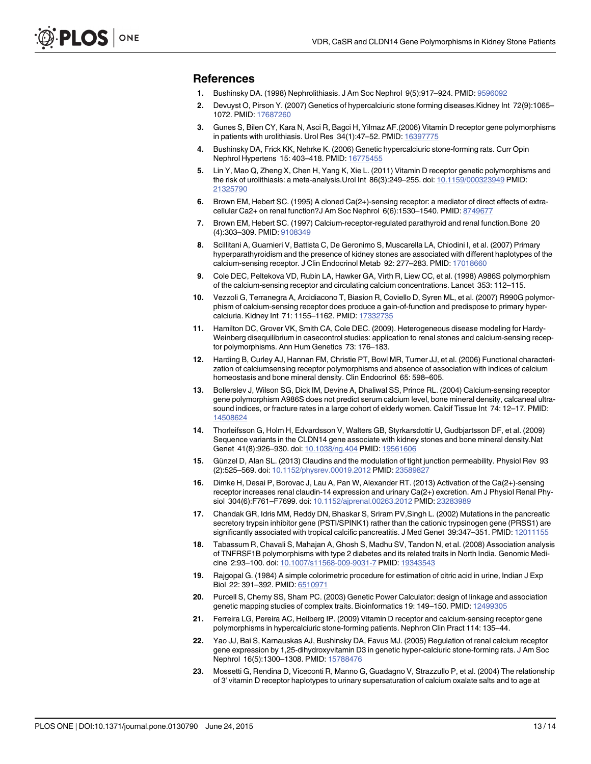## References

1. Bushinsky DA. (1998) Nephrolithiasis. J Am Soc Nephrol 9(5):917–924. PMID: 9596092
2. Devuyst O, Pirson Y. (2007) Genetics of hypercalciuric stone forming diseases.Kidney Int 72(9):1065–1072. PMID: 17687260
3. Gunes S, Bilen CY, Kara N, Asci R, Bagci H, Yilmaz AF.(2006) Vitamin D receptor gene polymorphisms in patients with urolithiasis. Urol Res 34(1):47–52. PMID: 16397775
4. Bushinsky DA, Frick KK, Nehrke K. (2006) Genetic hypercalciuric stone-forming rats. Curr Opin Nephrol Hypertens 15: 403–418. PMID: 16775455
5. Lin Y, Mao Q, Zheng X, Chen H, Yang K, Xie L. (2011) Vitamin D receptor genetic polymorphisms and the risk of urolithiasis: a meta-analysis.Urol Int 86(3):249–255. doi: 10.1159/000323949 PMID: 21325790
6. Brown EM, Hebert SC. (1995) A cloned Ca(2+)-sensing receptor: a mediator of direct effects of extracellular Ca2+ on renal function?J Am Soc Nephrol 6(6):1530–1540. PMID: 8749677
7. Brown EM, Hebert SC. (1997) Calcium-receptor-regulated parathyroid and renal function.Bone 20 (4):303–309. PMID: 9108349
8. Scillitani A, Guarnieri V, Battista C, De Geronimo S, Muscarella LA, Chiodini I, et al. (2007) Primary hyperparathyroidism and the presence of kidney stones are associated with different haplotypes of the calcium-sensing receptor. J Clin Endocrinol Metab 92: 277–283. PMID: 17018660
9. Cole DEC, Peltekova VD, Rubin LA, Hawker GA, Virth R, Liew CC, et al. (1998) A986S polymorphism of the calcium-sensing receptor and circulating calcium concentrations. Lancet 353: 112–115.
10. Vezzoli G, Terranegra A, Arcidiacono T, Biasion R, Coviello D, Syren ML, et al. (2007) R990G polymorphism of calcium-sensing receptor does produce a gain-of-function and predispose to primary hypercalciuria. Kidney Int 71: 1155–1162. PMID: 17332735
11. Hamilton DC, Grover VK, Smith CA, Cole DEC. (2009). Heterogeneous disease modeling for Hardy-Weinberg disequilibrium in casecontrol studies: application to renal stones and calcium-sensing receptor polymorphisms. Ann Hum Genetics 73: 176–183.
12. Harding B, Curley AJ, Hannan FM, Christie PT, Bowl MR, Turner JJ, et al. (2006) Functional characterization of calciumsensing receptor polymorphisms and absence of association with indices of calcium homeostasis and bone mineral density. Clin Endocrinol 65: 598–605.
13. Bollerslev J, Wilson SG, Dick IM, Devine A, Dhaliwal SS, Prince RL. (2004) Calcium-sensing receptor gene polymorphism A986S does not predict serum calcium level, bone mineral density, calcaneal ultrasound indices, or fracture rates in a large cohort of elderly women. Calcif Tissue Int 74: 12–17. PMID: 14508624
14. Thorleifsson G, Holm H, Edvardsson V, Walters GB, Styrkarsdottir U, Gudbjartsson DF, et al. (2009) Sequence variants in the CLDN14 gene associate with kidney stones and bone mineral density.Nat Genet 41(8):926–930. doi: 10.1038/ng.404 PMID: 19561606
15. Günzel D, Alan SL. (2013) Claudins and the modulation of tight junction permeability. Physiol Rev 93 (2):525–569. doi: 10.1152/physrev.00019.2012 PMID: 23589827
16. Dimke H, Desai P, Borovac J, Lau A, Pan W, Alexander RT. (2013) Activation of the Ca(2+)-sensing receptor increases renal claudin-14 expression and urinary Ca(2+) excretion. Am J Physiol Renal Physiol 304(6):F761–F7699. doi: 10.1152/ajprenal.00263.2012 PMID: 23283989
17. Chandak GR, Idris MM, Reddy DN, Bhaskar S, Sriram PV,Singh L. (2002) Mutations in the pancreatic secretory trypsin inhibitor gene (PSTI/SPINK1) rather than the cationic trypsinogen gene (PRSS1) are significantly associated with tropical calcific pancreatitis. J Med Genet 39:347–351. PMID: 12011155
18. Tabassum R, Chavali S, Mahajan A, Ghosh S, Madhu SV, Tandon N, et al. (2008) Association analysis of TNFRSF1B polymorphisms with type 2 diabetes and its related traits in North India. Genomic Medicine 2:93–100. doi: 10.1007/s11568-009-9031-7 PMID: 19343543
19. Rajgopal G. (1984) A simple colorimetric procedure for estimation of citric acid in urine, Indian J Exp Biol 22: 391–392. PMID: 6510971
20. Purcell S, Cherny SS, Sham PC. (2003) Genetic Power Calculator: design of linkage and association genetic mapping studies of complex traits. Bioinformatics 19: 149–150. PMID: 12499305
21. Ferreira LG, Pereira AC, Heilberg IP. (2009) Vitamin D receptor and calcium-sensing receptor gene polymorphisms in hypercalciuric stone-forming patients. Nephron Clin Pract 114: 135–44.
22. Yao JJ, Bai S, Karnauskas AJ, Bushinsky DA, Favus MJ. (2005) Regulation of renal calcium receptor gene expression by 1,25-dihydroxyvitamin D3 in genetic hyper-calciuric stone-forming rats. J Am Soc Nephrol 16(5):1300–1308. PMID: 15788476
23. Mossetti G, Rendina D, Viceconti R, Manno G, Guadagno V, Strazzullo P, et al. (2004) The relationship of 3' vitamin D receptor haplotypes to urinary supersaturation of calcium oxalate salts and to age at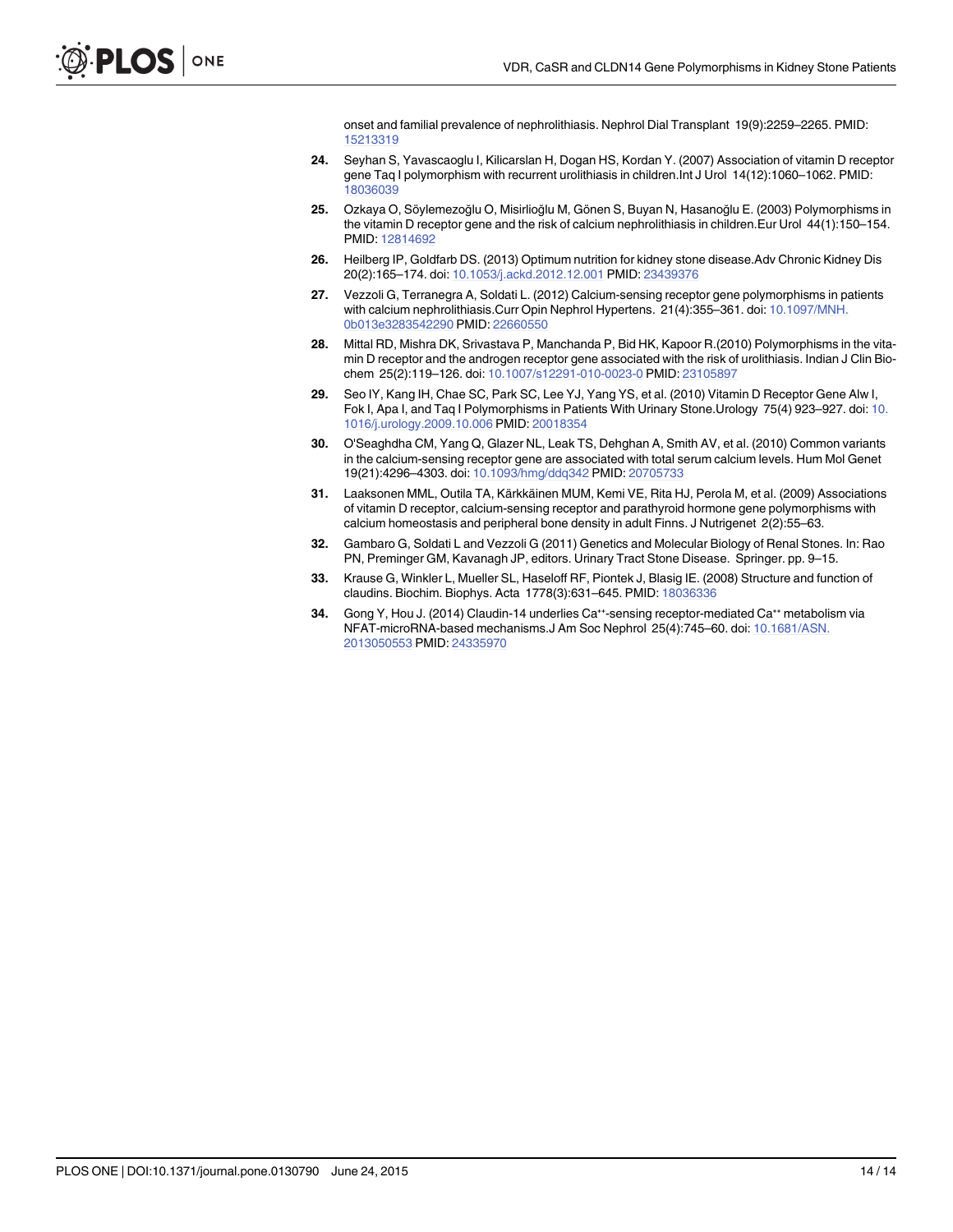onset and familial prevalence of nephrolithiasis. Nephrol Dial Transplant 19(9):2259–2265. PMID: 15213319

24. Seyhan S, Yavascaoglu I, Kilicarslan H, Dogan HS, Kordan Y. (2007) Association of vitamin D receptor gene Taq I polymorphism with recurrent urolithiasis in children.Int J Urol 14(12):1060–1062. PMID: 18036039

25. Ozkaya O, Söylemezoğlu O, Misirlioğlu M, Gönen S, Buyan N, Hasanoğlu E. (2003) Polymorphisms in the vitamin D receptor gene and the risk of calcium nephrolithiasis in children.Eur Urol 44(1):150–154. PMID: 12814692

26. Heilberg IP, Goldfarb DS. (2013) Optimum nutrition for kidney stone disease.Adv Chronic Kidney Dis 20(2):165–174. doi: 10.1053/j.ackd.2012.12.001 PMID: 23439376

27. Vezzoli G, Terranegra A, Soldati L. (2012) Calcium-sensing receptor gene polymorphisms in patients with calcium nephrolithiasis.Curr Opin Nephrol Hypertens. 21(4):355–361. doi: 10.1097/MNH.0b013e3283542290 PMID: 22660550

28. Mittal RD, Mishra DK, Srivastava P, Manchanda P, Bid HK, Kapoor R.(2010) Polymorphisms in the vitamin D receptor and the androgen receptor gene associated with the risk of urolithiasis. Indian J Clin Biochem 25(2):119–126. doi: 10.1007/s12291-010-0023-0 PMID: 23105897

29. Seo IY, Kang IH, Chae SC, Park SC, Lee YJ, Yang YS, et al. (2010) Vitamin D Receptor Gene Alw I, Fok I, Apa I, and Taq I Polymorphisms in Patients With Urinary Stone.Urology 75(4) 923–927. doi: 10.1016/j.urology.2009.10.006 PMID: 20018354

30. O'Seaghdha CM, Yang Q, Glazer NL, Leak TS, Dehghan A, Smith AV, et al. (2010) Common variants in the calcium-sensing receptor gene are associated with total serum calcium levels. Hum Mol Genet 19(21):4296–4303. doi: 10.1093/hmg/ddq342 PMID: 20705733

31. Laaksonen MML, Outila TA, Kärkkäinen MUM, Kemi VE, Rita HJ, Perola M, et al. (2009) Associations of vitamin D receptor, calcium-sensing receptor and parathyroid hormone gene polymorphisms with calcium homeostasis and peripheral bone density in adult Finns. J Nutrigenet 2(2):55–63.

32. Gambaro G, Soldati L and Vezzoli G (2011) Genetics and Molecular Biology of Renal Stones. In: Rao PN, Preminger GM, Kavanagh JP, editors. Urinary Tract Stone Disease. Springer. pp. 9–15.

33. Krause G, Winkler L, Mueller SL, Haseloff RF, Piontek J, Blasig IE. (2008) Structure and function of claudins. Biochim. Biophys. Acta 1778(3):631–645. PMID: 18036336

34. Gong Y, Hou J. (2014) Claudin-14 underlies $Ca^{++}$-sensing receptor-mediated $Ca^{++}$ metabolism via NFAT-microRNA-based mechanisms.J Am Soc Nephrol 25(4):745–60. doi: 10.1681/ASN.2013050553 PMID: 24335970